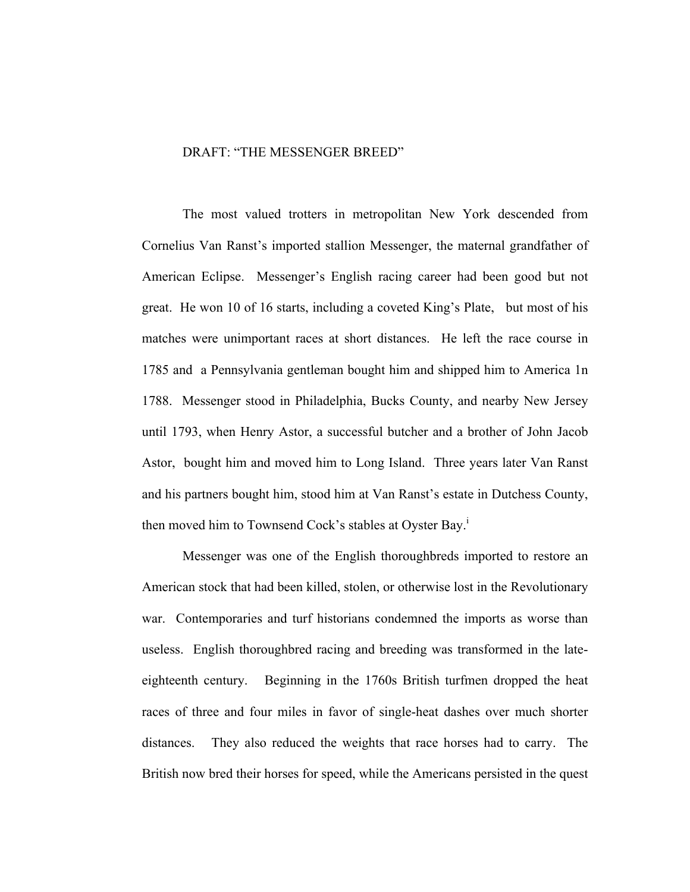# DRAFT: "THE MESSENGER BREED"

The most valued trotters in metropolitan New York descended from Cornelius Van Ranst's imported stallion Messenger, the maternal grandfather of American Eclipse. Messenger's English racing career had been good but not great. He won 10 of 16 starts, including a coveted King's Plate, but most of his matches were unimportant races at short distances. He left the race course in 1785 and a Pennsylvania gentleman bought him and shipped him to America 1n 1788. Messenger stood in Philadelphia, Bucks County, and nearby New Jersey until 1793, when Henry Astor, a successful butcher and a brother of John Jacob Astor, bought him and moved him to Long Island. Three years later Van Ranst and his partners bought him, stood him at Van Ranst's estate in Dutchess County, then moved him to Townsend Cock's stables at Oyster Bay.[i]

Messenger was one of the English thoroughbreds imported to restore an American stock that had been killed, stolen, or otherwise lost in the Revolutionary war. Contemporaries and turf historians condemned the imports as worse than useless. English thoroughbred racing and breeding was transformed in the late-eighteenth century. Beginning in the 1760s British turfmen dropped the heat races of three and four miles in favor of single-heat dashes over much shorter distances. They also reduced the weights that race horses had to carry. The British now bred their horses for speed, while the Americans persisted in the quest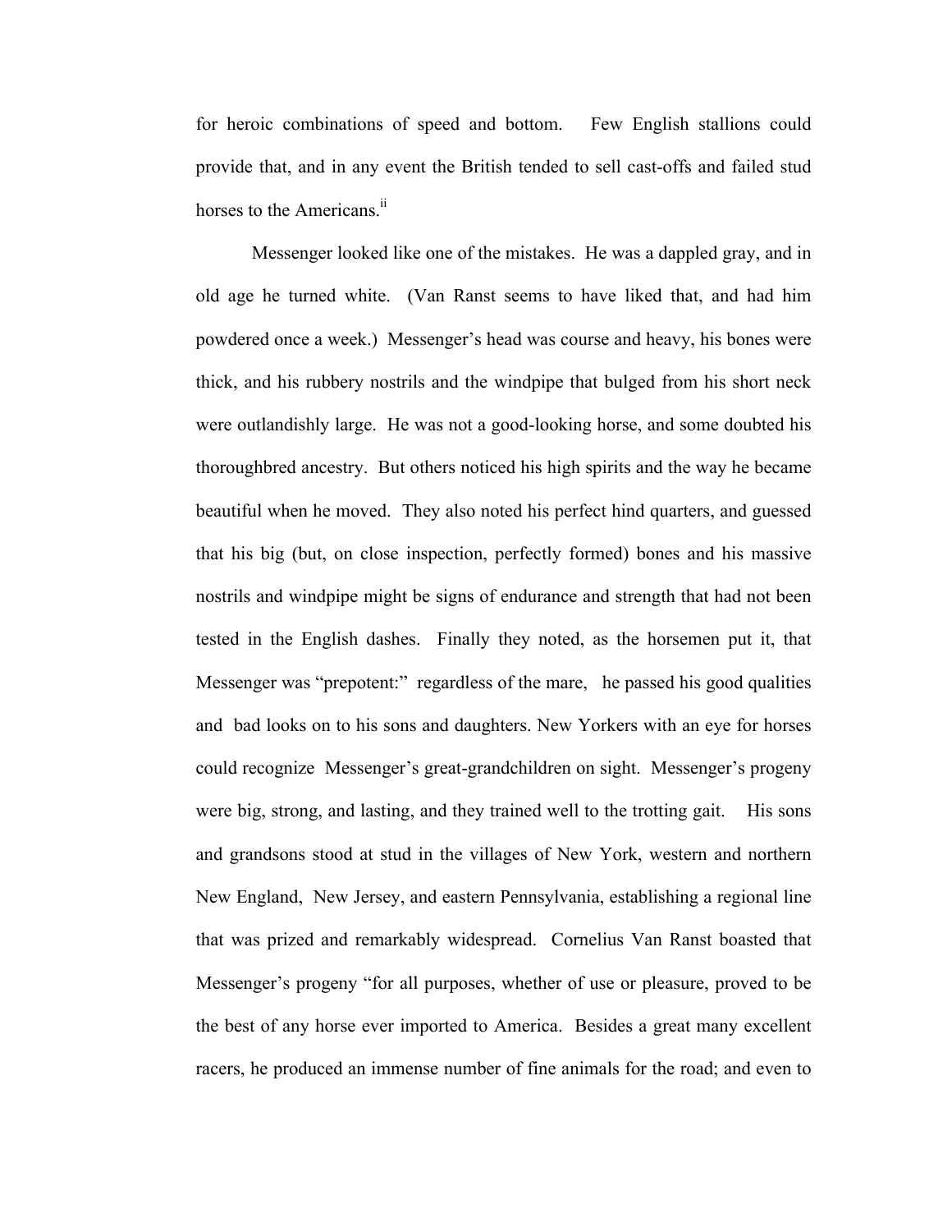for heroic combinations of speed and bottom. Few English stallions could provide that, and in any event the British tended to sell cast-offs and failed stud horses to the Americans.[ii]

Messenger looked like one of the mistakes. He was a dappled gray, and in old age he turned white. (Van Ranst seems to have liked that, and had him powdered once a week.) Messenger's head was course and heavy, his bones were thick, and his rubbery nostrils and the windpipe that bulged from his short neck were outlandishly large. He was not a good-looking horse, and some doubted his thoroughbred ancestry. But others noticed his high spirits and the way he became beautiful when he moved. They also noted his perfect hind quarters, and guessed that his big (but, on close inspection, perfectly formed) bones and his massive nostrils and windpipe might be signs of endurance and strength that had not been tested in the English dashes. Finally they noted, as the horsemen put it, that Messenger was "prepotent:" regardless of the mare, he passed his good qualities and bad looks on to his sons and daughters. New Yorkers with an eye for horses could recognize Messenger's great-grandchildren on sight. Messenger's progeny were big, strong, and lasting, and they trained well to the trotting gait. His sons and grandsons stood at stud in the villages of New York, western and northern New England, New Jersey, and eastern Pennsylvania, establishing a regional line that was prized and remarkably widespread. Cornelius Van Ranst boasted that Messenger's progeny "for all purposes, whether of use or pleasure, proved to be the best of any horse ever imported to America. Besides a great many excellent racers, he produced an immense number of fine animals for the road; and even to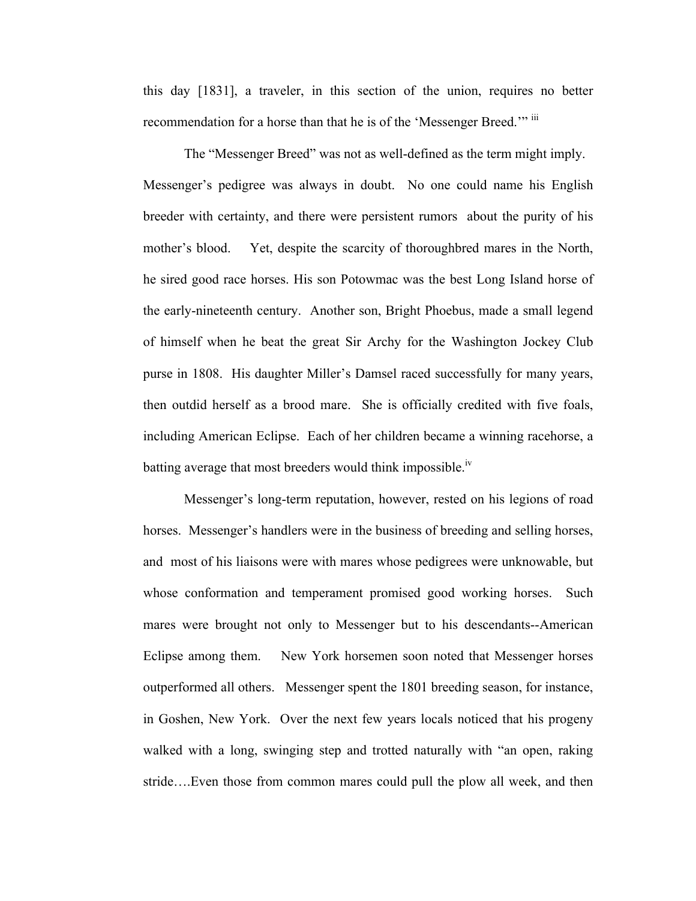this day [1831], a traveler, in this section of the union, requires no better recommendation for a horse than that he is of the 'Messenger Breed.'" [iii]

The "Messenger Breed" was not as well-defined as the term might imply. Messenger's pedigree was always in doubt. No one could name his English breeder with certainty, and there were persistent rumors about the purity of his mother's blood. Yet, despite the scarcity of thoroughbred mares in the North, he sired good race horses. His son Potowmac was the best Long Island horse of the early-nineteenth century. Another son, Bright Phoebus, made a small legend of himself when he beat the great Sir Archy for the Washington Jockey Club purse in 1808. His daughter Miller's Damsel raced successfully for many years, then outdid herself as a brood mare. She is officially credited with five foals, including American Eclipse. Each of her children became a winning racehorse, a batting average that most breeders would think impossible.[iv]

Messenger's long-term reputation, however, rested on his legions of road horses. Messenger's handlers were in the business of breeding and selling horses, and most of his liaisons were with mares whose pedigrees were unknowable, but whose conformation and temperament promised good working horses. Such mares were brought not only to Messenger but to his descendants--American Eclipse among them. New York horsemen soon noted that Messenger horses outperformed all others. Messenger spent the 1801 breeding season, for instance, in Goshen, New York. Over the next few years locals noticed that his progeny walked with a long, swinging step and trotted naturally with "an open, raking stride….Even those from common mares could pull the plow all week, and then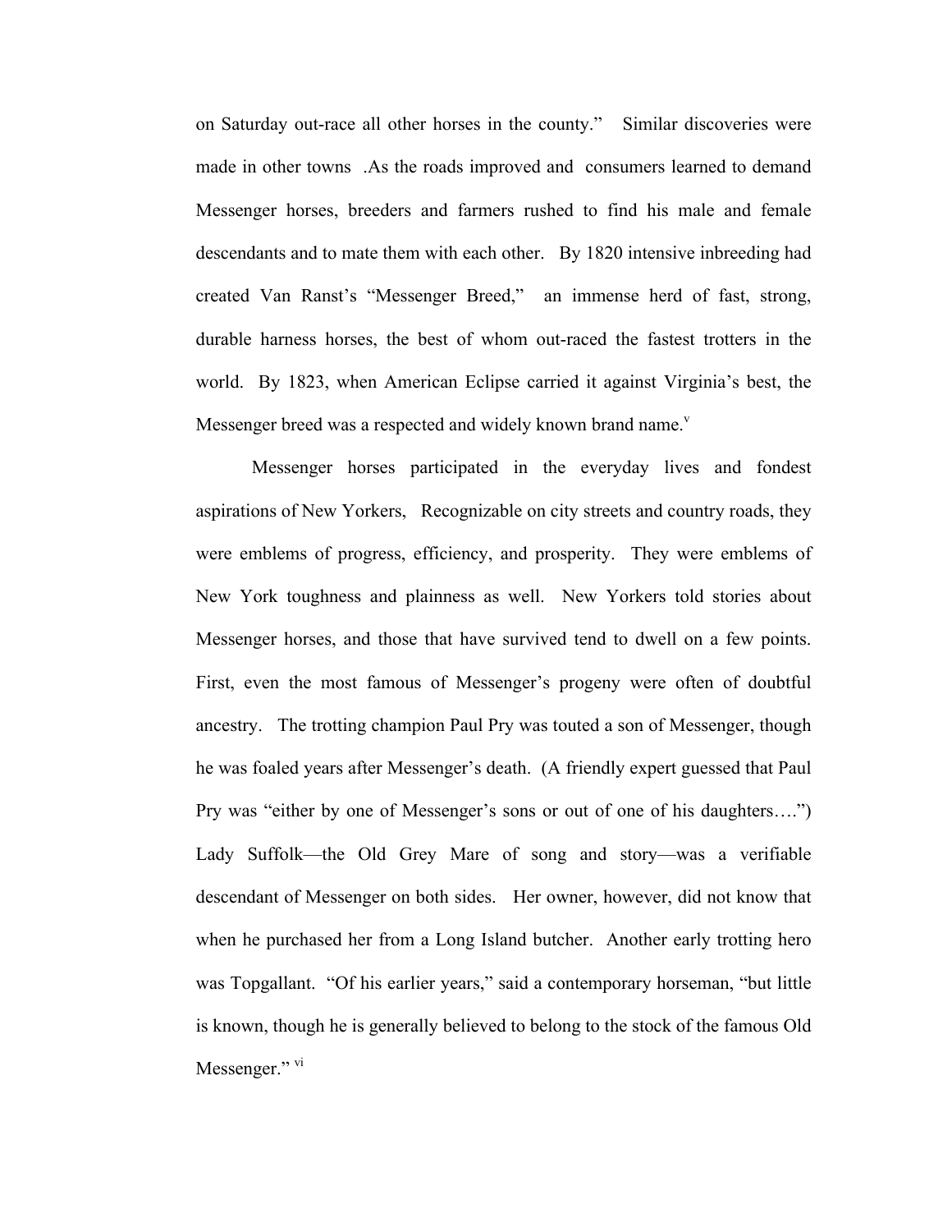on Saturday out-race all other horses in the county." Similar discoveries were made in other towns .As the roads improved and consumers learned to demand Messenger horses, breeders and farmers rushed to find his male and female descendants and to mate them with each other. By 1820 intensive inbreeding had created Van Ranst's "Messenger Breed," an immense herd of fast, strong, durable harness horses, the best of whom out-raced the fastest trotters in the world. By 1823, when American Eclipse carried it against Virginia's best, the Messenger breed was a respected and widely known brand name.[v]

Messenger horses participated in the everyday lives and fondest aspirations of New Yorkers, Recognizable on city streets and country roads, they were emblems of progress, efficiency, and prosperity. They were emblems of New York toughness and plainness as well. New Yorkers told stories about Messenger horses, and those that have survived tend to dwell on a few points. First, even the most famous of Messenger's progeny were often of doubtful ancestry. The trotting champion Paul Pry was touted a son of Messenger, though he was foaled years after Messenger's death. (A friendly expert guessed that Paul Pry was "either by one of Messenger's sons or out of one of his daughters….") Lady Suffolk—the Old Grey Mare of song and story—was a verifiable descendant of Messenger on both sides. Her owner, however, did not know that when he purchased her from a Long Island butcher. Another early trotting hero was Topgallant. "Of his earlier years," said a contemporary horseman, "but little is known, though he is generally believed to belong to the stock of the famous Old Messenger."[vi]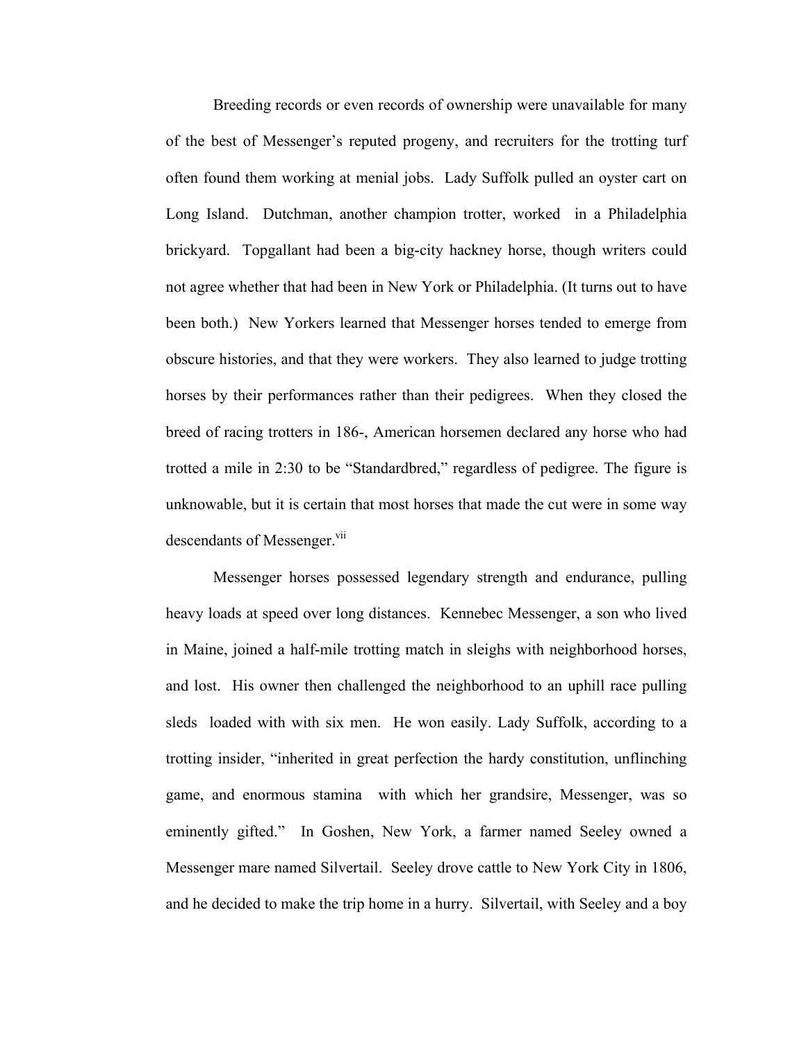Breeding records or even records of ownership were unavailable for many of the best of Messenger's reputed progeny, and recruiters for the trotting turf often found them working at menial jobs. Lady Suffolk pulled an oyster cart on Long Island. Dutchman, another champion trotter, worked in a Philadelphia brickyard. Topgallant had been a big-city hackney horse, though writers could not agree whether that had been in New York or Philadelphia. (It turns out to have been both.) New Yorkers learned that Messenger horses tended to emerge from obscure histories, and that they were workers. They also learned to judge trotting horses by their performances rather than their pedigrees. When they closed the breed of racing trotters in 186-, American horsemen declared any horse who had trotted a mile in 2:30 to be "Standardbred," regardless of pedigree. The figure is unknowable, but it is certain that most horses that made the cut were in some way descendants of Messenger.[vii]

Messenger horses possessed legendary strength and endurance, pulling heavy loads at speed over long distances. Kennebec Messenger, a son who lived in Maine, joined a half-mile trotting match in sleighs with neighborhood horses, and lost. His owner then challenged the neighborhood to an uphill race pulling sleds loaded with with six men. He won easily. Lady Suffolk, according to a trotting insider, "inherited in great perfection the hardy constitution, unflinching game, and enormous stamina with which her grandsire, Messenger, was so eminently gifted." In Goshen, New York, a farmer named Seeley owned a Messenger mare named Silvertail. Seeley drove cattle to New York City in 1806, and he decided to make the trip home in a hurry. Silvertail, with Seeley and a boy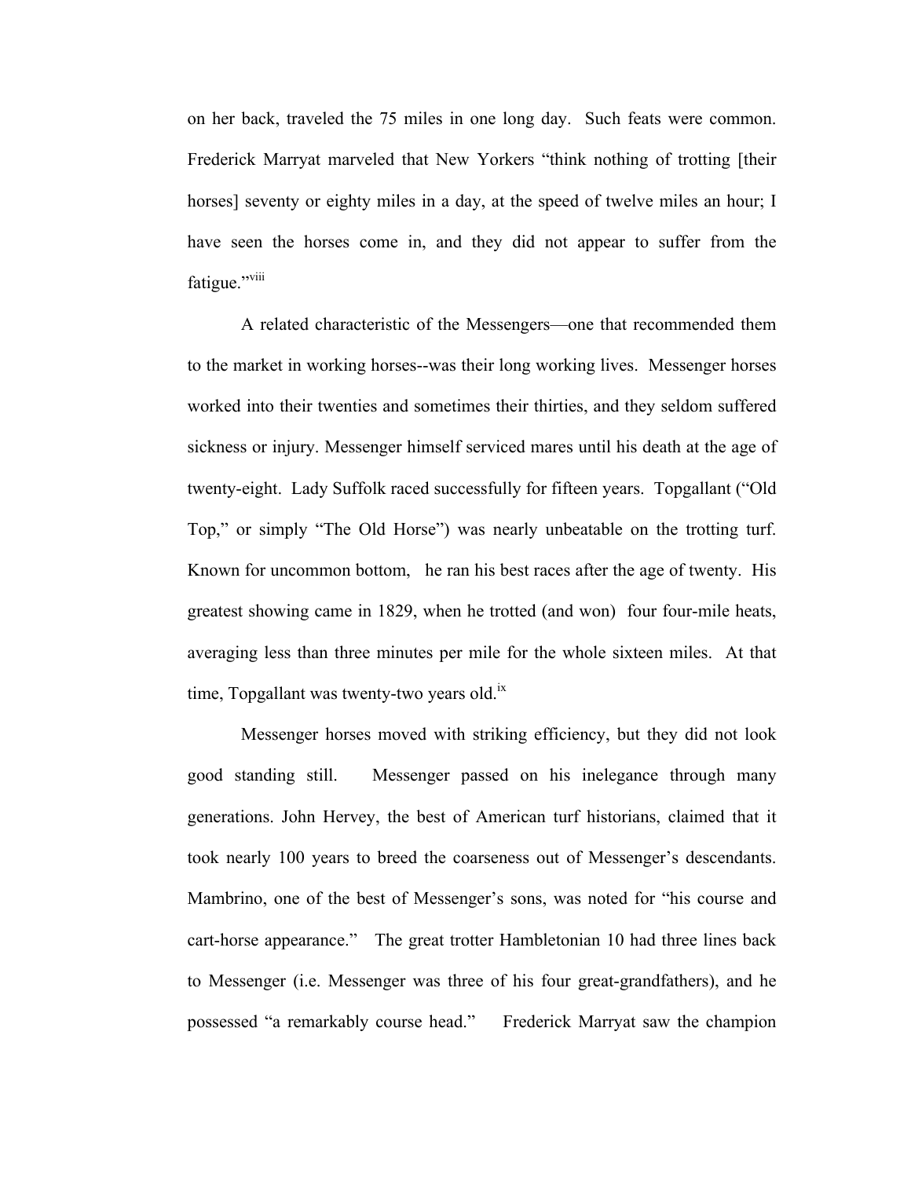on her back, traveled the 75 miles in one long day. Such feats were common. Frederick Marryat marveled that New Yorkers "think nothing of trotting [their horses] seventy or eighty miles in a day, at the speed of twelve miles an hour; I have seen the horses come in, and they did not appear to suffer from the fatigue."[viii]

A related characteristic of the Messengers—one that recommended them to the market in working horses--was their long working lives. Messenger horses worked into their twenties and sometimes their thirties, and they seldom suffered sickness or injury. Messenger himself serviced mares until his death at the age of twenty-eight. Lady Suffolk raced successfully for fifteen years. Topgallant ("Old Top," or simply "The Old Horse") was nearly unbeatable on the trotting turf. Known for uncommon bottom, he ran his best races after the age of twenty. His greatest showing came in 1829, when he trotted (and won) four four-mile heats, averaging less than three minutes per mile for the whole sixteen miles. At that time, Topgallant was twenty-two years old.[ix]

Messenger horses moved with striking efficiency, but they did not look good standing still. Messenger passed on his inelegance through many generations. John Hervey, the best of American turf historians, claimed that it took nearly 100 years to breed the coarseness out of Messenger's descendants. Mambrino, one of the best of Messenger's sons, was noted for "his course and cart-horse appearance." The great trotter Hambletonian 10 had three lines back to Messenger (i.e. Messenger was three of his four great-grandfathers), and he possessed "a remarkably course head." Frederick Marryat saw the champion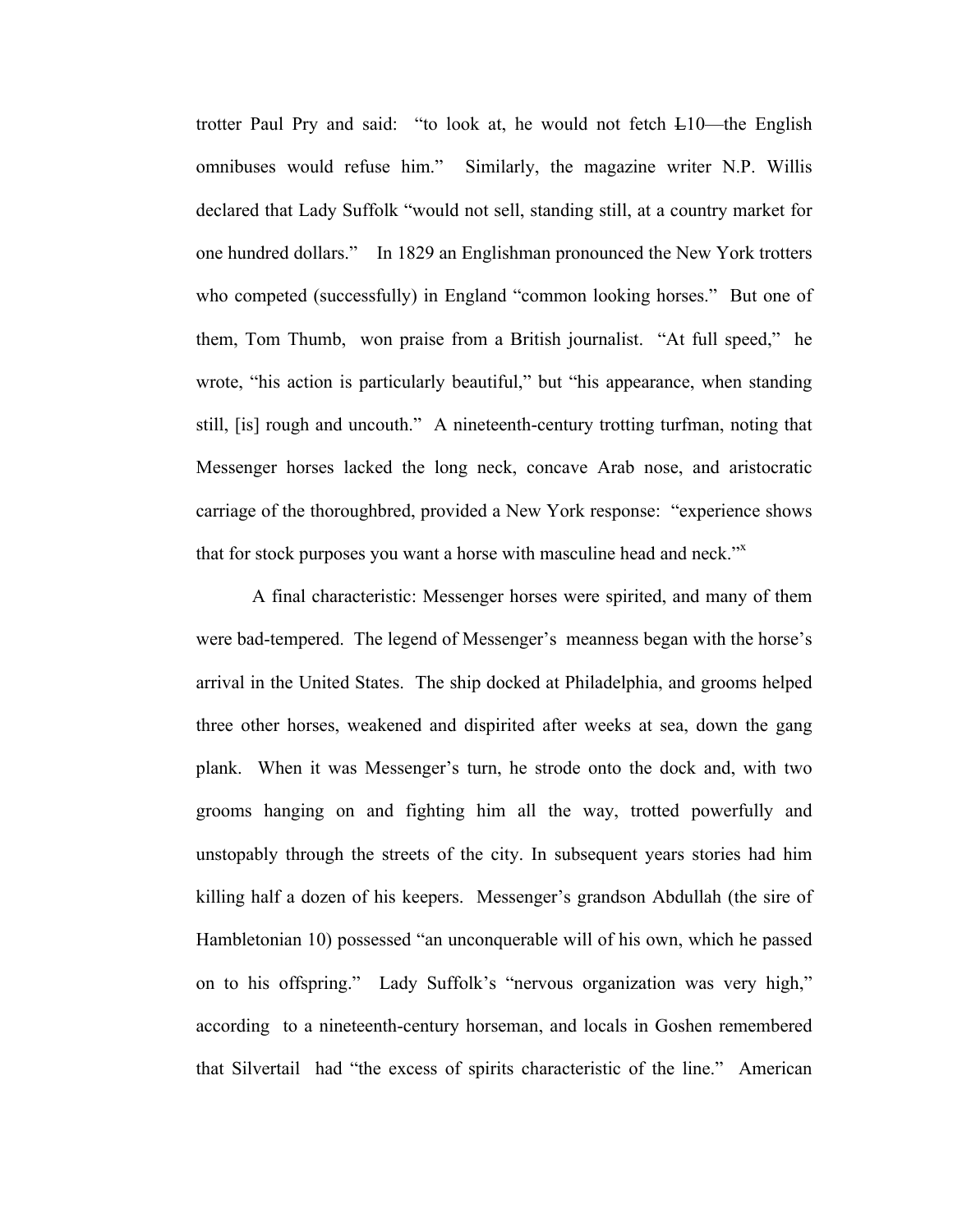trotter Paul Pry and said: "to look at, he would not fetch Ⱡ10—the English omnibuses would refuse him." Similarly, the magazine writer N.P. Willis declared that Lady Suffolk "would not sell, standing still, at a country market for one hundred dollars." In 1829 an Englishman pronounced the New York trotters who competed (successfully) in England "common looking horses." But one of them, Tom Thumb, won praise from a British journalist. "At full speed," he wrote, "his action is particularly beautiful," but "his appearance, when standing still, [is] rough and uncouth." A nineteenth-century trotting turfman, noting that Messenger horses lacked the long neck, concave Arab nose, and aristocratic carriage of the thoroughbred, provided a New York response: "experience shows that for stock purposes you want a horse with masculine head and neck."[x]

A final characteristic: Messenger horses were spirited, and many of them were bad-tempered. The legend of Messenger's meanness began with the horse's arrival in the United States. The ship docked at Philadelphia, and grooms helped three other horses, weakened and dispirited after weeks at sea, down the gang plank. When it was Messenger's turn, he strode onto the dock and, with two grooms hanging on and fighting him all the way, trotted powerfully and unstopably through the streets of the city. In subsequent years stories had him killing half a dozen of his keepers. Messenger's grandson Abdullah (the sire of Hambletonian 10) possessed "an unconquerable will of his own, which he passed on to his offspring." Lady Suffolk's "nervous organization was very high," according to a nineteenth-century horseman, and locals in Goshen remembered that Silvertail had "the excess of spirits characteristic of the line." American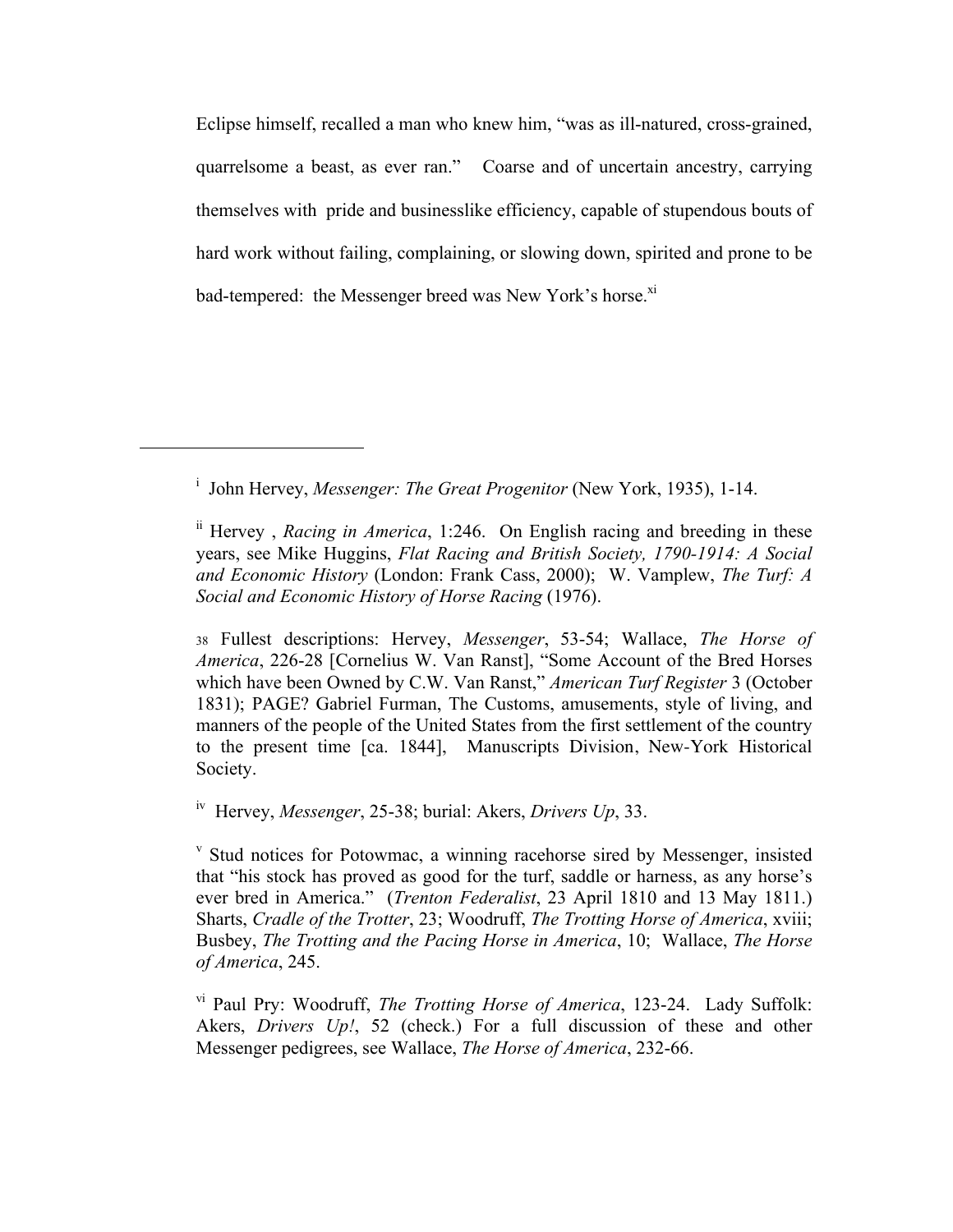Eclipse himself, recalled a man who knew him, "was as ill-natured, cross-grained, quarrelsome a beast, as ever ran." Coarse and of uncertain ancestry, carrying themselves with pride and businesslike efficiency, capable of stupendous bouts of hard work without failing, complaining, or slowing down, spirited and prone to be bad-tempered: the Messenger breed was New York's horse.[xi]

---

[i] John Hervey, *Messenger: The Great Progenitor* (New York, 1935), 1-14.

[ii] Hervey , *Racing in America*, 1:246. On English racing and breeding in these years, see Mike Huggins, *Flat Racing and British Society, 1790-1914: A Social and Economic History* (London: Frank Cass, 2000); W. Vamplew, *The Turf: A Social and Economic History of Horse Racing* (1976).

[38] Fullest descriptions: Hervey, *Messenger*, 53-54; Wallace, *The Horse of America*, 226-28 [Cornelius W. Van Ranst], "Some Account of the Bred Horses which have been Owned by C.W. Van Ranst," *American Turf Register* 3 (October 1831); PAGE? Gabriel Furman, The Customs, amusements, style of living, and manners of the people of the United States from the first settlement of the country to the present time [ca. 1844], Manuscripts Division, New-York Historical Society.

[iv] Hervey, *Messenger*, 25-38; burial: Akers, *Drivers Up*, 33.

[v] Stud notices for Potowmac, a winning racehorse sired by Messenger, insisted that "his stock has proved as good for the turf, saddle or harness, as any horse's ever bred in America." (*Trenton Federalist*, 23 April 1810 and 13 May 1811.) Sharts, *Cradle of the Trotter*, 23; Woodruff, *The Trotting Horse of America*, xviii; Busbey, *The Trotting and the Pacing Horse in America*, 10; Wallace, *The Horse of America*, 245.

[vi] Paul Pry: Woodruff, *The Trotting Horse of America*, 123-24. Lady Suffolk: Akers, *Drivers Up!*, 52 (check.) For a full discussion of these and other Messenger pedigrees, see Wallace, *The Horse of America*, 232-66.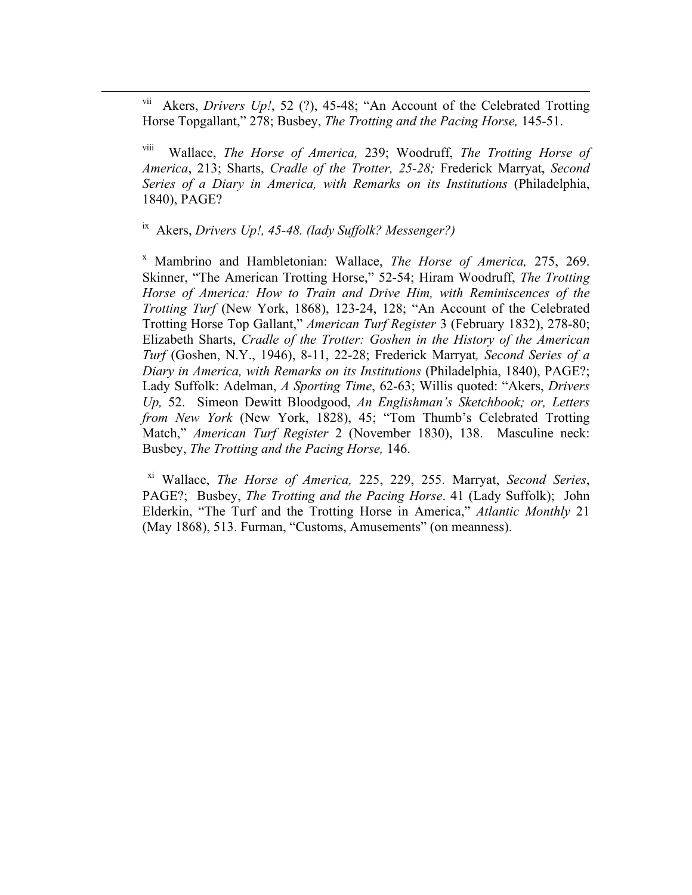[vii] Akers, *Drivers Up!*, 52 (?), 45-48; "An Account of the Celebrated Trotting Horse Topgallant," 278; Busbey, *The Trotting and the Pacing Horse,* 145-51.

[viii] Wallace, *The Horse of America,* 239; Woodruff, *The Trotting Horse of America*, 213; Sharts, *Cradle of the Trotter, 25-28;* Frederick Marryat, *Second Series of a Diary in America, with Remarks on its Institutions* (Philadelphia, 1840), PAGE?

[ix] Akers, *Drivers Up!, 45-48. (lady Suffolk? Messenger?)*

[x] Mambrino and Hambletonian: Wallace, *The Horse of America,* 275, 269. Skinner, "The American Trotting Horse," 52-54; Hiram Woodruff, *The Trotting Horse of America: How to Train and Drive Him, with Reminiscences of the Trotting Turf* (New York, 1868), 123-24, 128; "An Account of the Celebrated Trotting Horse Top Gallant," *American Turf Register* 3 (February 1832), 278-80; Elizabeth Sharts, *Cradle of the Trotter: Goshen in the History of the American Turf* (Goshen, N.Y., 1946), 8-11, 22-28; Frederick Marryat*, Second Series of a Diary in America, with Remarks on its Institutions* (Philadelphia, 1840), PAGE?; Lady Suffolk: Adelman, *A Sporting Time*, 62-63; Willis quoted: "Akers, *Drivers Up,* 52. Simeon Dewitt Bloodgood, *An Englishman's Sketchbook; or, Letters from New York* (New York, 1828), 45; "Tom Thumb's Celebrated Trotting Match," *American Turf Register* 2 (November 1830), 138. Masculine neck: Busbey, *The Trotting and the Pacing Horse,* 146.

[xi] Wallace, *The Horse of America,* 225, 229, 255. Marryat, *Second Series*, PAGE?; Busbey, *The Trotting and the Pacing Horse*. 41 (Lady Suffolk); John Elderkin, "The Turf and the Trotting Horse in America," *Atlantic Monthly* 21 (May 1868), 513. Furman, "Customs, Amusements" (on meanness).